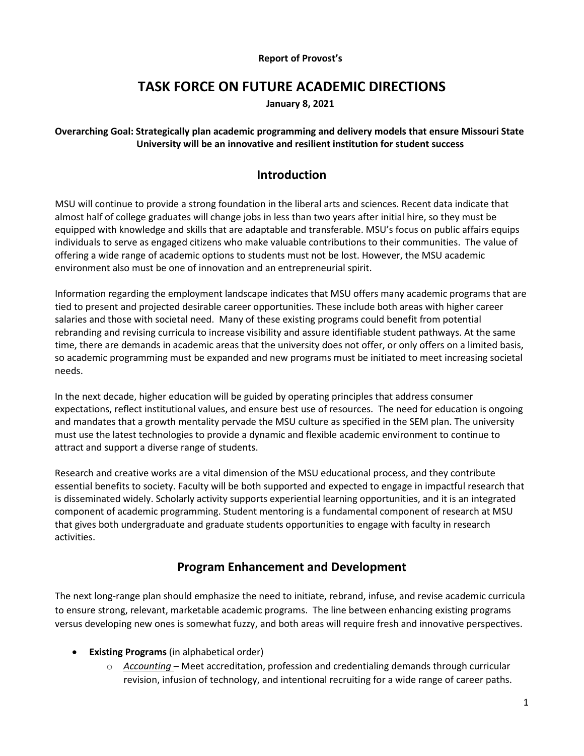**Report of Provost's**

# TASK FORCE ON FUTURE ACADEMIC DIRECTIONS

**January 8, 2021**

**Overarching Goal: Strategically plan academic programming and delivery models that ensure Missouri State University will be an innovative and resilient institution for student success**

## Introduction

MSU will continue to provide a strong foundation in the liberal arts and sciences. Recent data indicate that almost half of college graduates will change jobs in less than two years after initial hire, so they must be equipped with knowledge and skills that are adaptable and transferable. MSU's focus on public affairs equips individuals to serve as engaged citizens who make valuable contributions to their communities. The value of offering a wide range of academic options to students must not be lost. However, the MSU academic environment also must be one of innovation and an entrepreneurial spirit.

Information regarding the employment landscape indicates that MSU offers many academic programs that are tied to present and projected desirable career opportunities. These include both areas with higher career salaries and those with societal need. Many of these existing programs could benefit from potential rebranding and revising curricula to increase visibility and assure identifiable student pathways. At the same time, there are demands in academic areas that the university does not offer, or only offers on a limited basis, so academic programming must be expanded and new programs must be initiated to meet increasing societal needs.

In the next decade, higher education will be guided by operating principles that address consumer expectations, reflect institutional values, and ensure best use of resources. The need for education is ongoing and mandates that a growth mentality pervade the MSU culture as specified in the SEM plan. The university must use the latest technologies to provide a dynamic and flexible academic environment to continue to attract and support a diverse range of students.

Research and creative works are a vital dimension of the MSU educational process, and they contribute essential benefits to society. Faculty will be both supported and expected to engage in impactful research that is disseminated widely. Scholarly activity supports experiential learning opportunities, and it is an integrated component of academic programming. Student mentoring is a fundamental component of research at MSU that gives both undergraduate and graduate students opportunities to engage with faculty in research activities.

## Program Enhancement and Development

The next long-range plan should emphasize the need to initiate, rebrand, infuse, and revise academic curricula to ensure strong, relevant, marketable academic programs. The line between enhancing existing programs versus developing new ones is somewhat fuzzy, and both areas will require fresh and innovative perspectives.

- **Existing Programs** (in alphabetical order)
  - *Accounting* – Meet accreditation, profession and credentialing demands through curricular revision, infusion of technology, and intentional recruiting for a wide range of career paths.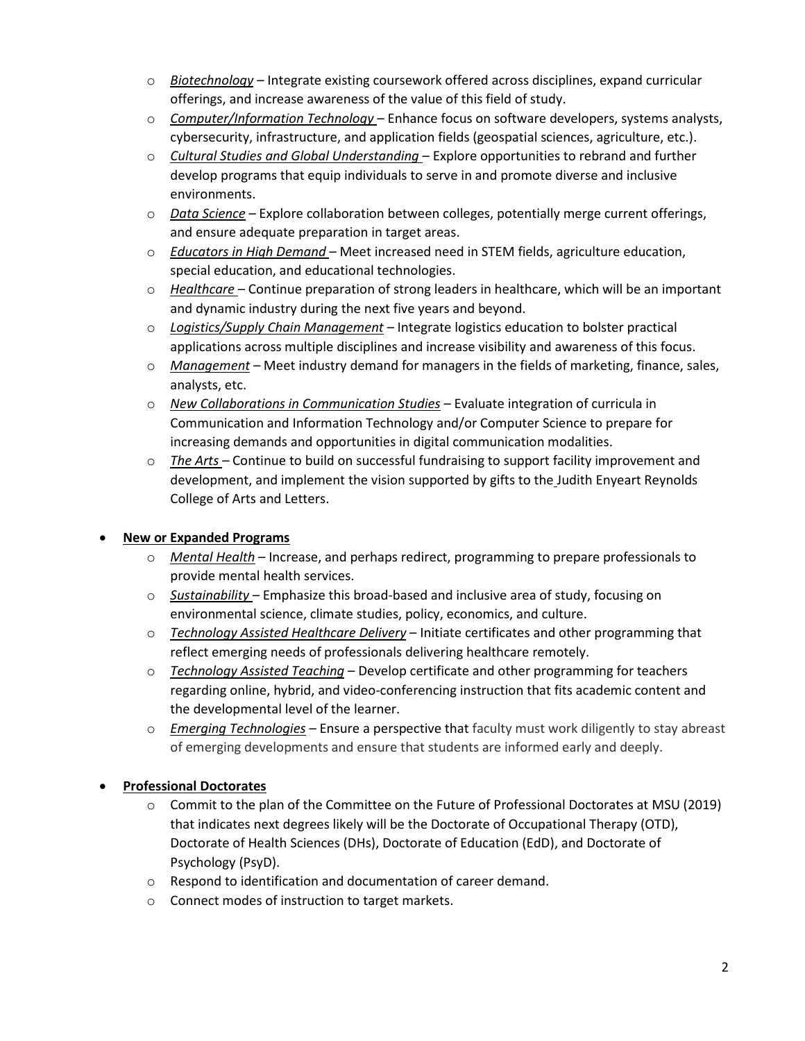- *Biotechnology* – Integrate existing coursework offered across disciplines, expand curricular offerings, and increase awareness of the value of this field of study.
- *Computer/Information Technology* – Enhance focus on software developers, systems analysts, cybersecurity, infrastructure, and application fields (geospatial sciences, agriculture, etc.).
- *Cultural Studies and Global Understanding* – Explore opportunities to rebrand and further develop programs that equip individuals to serve in and promote diverse and inclusive environments.
- *Data Science* – Explore collaboration between colleges, potentially merge current offerings, and ensure adequate preparation in target areas.
- *Educators in High Demand* – Meet increased need in STEM fields, agriculture education, special education, and educational technologies.
- *Healthcare* – Continue preparation of strong leaders in healthcare, which will be an important and dynamic industry during the next five years and beyond.
- *Logistics/Supply Chain Management* – Integrate logistics education to bolster practical applications across multiple disciplines and increase visibility and awareness of this focus.
- *Management* – Meet industry demand for managers in the fields of marketing, finance, sales, analysts, etc.
- *New Collaborations in Communication Studies* – Evaluate integration of curricula in Communication and Information Technology and/or Computer Science to prepare for increasing demands and opportunities in digital communication modalities.
- *The Arts* – Continue to build on successful fundraising to support facility improvement and development, and implement the vision supported by gifts to the Judith Enyeart Reynolds College of Arts and Letters.

- **New or Expanded Programs**
  - *Mental Health* – Increase, and perhaps redirect, programming to prepare professionals to provide mental health services.
  - *Sustainability* – Emphasize this broad-based and inclusive area of study, focusing on environmental science, climate studies, policy, economics, and culture.
  - *Technology Assisted Healthcare Delivery* – Initiate certificates and other programming that reflect emerging needs of professionals delivering healthcare remotely.
  - *Technology Assisted Teaching* – Develop certificate and other programming for teachers regarding online, hybrid, and video-conferencing instruction that fits academic content and the developmental level of the learner.
  - *Emerging Technologies* – Ensure a perspective that faculty must work diligently to stay abreast of emerging developments and ensure that students are informed early and deeply.

- **Professional Doctorates**
  - Commit to the plan of the Committee on the Future of Professional Doctorates at MSU (2019) that indicates next degrees likely will be the Doctorate of Occupational Therapy (OTD), Doctorate of Health Sciences (DHs), Doctorate of Education (EdD), and Doctorate of Psychology (PsyD).
  - Respond to identification and documentation of career demand.
  - Connect modes of instruction to target markets.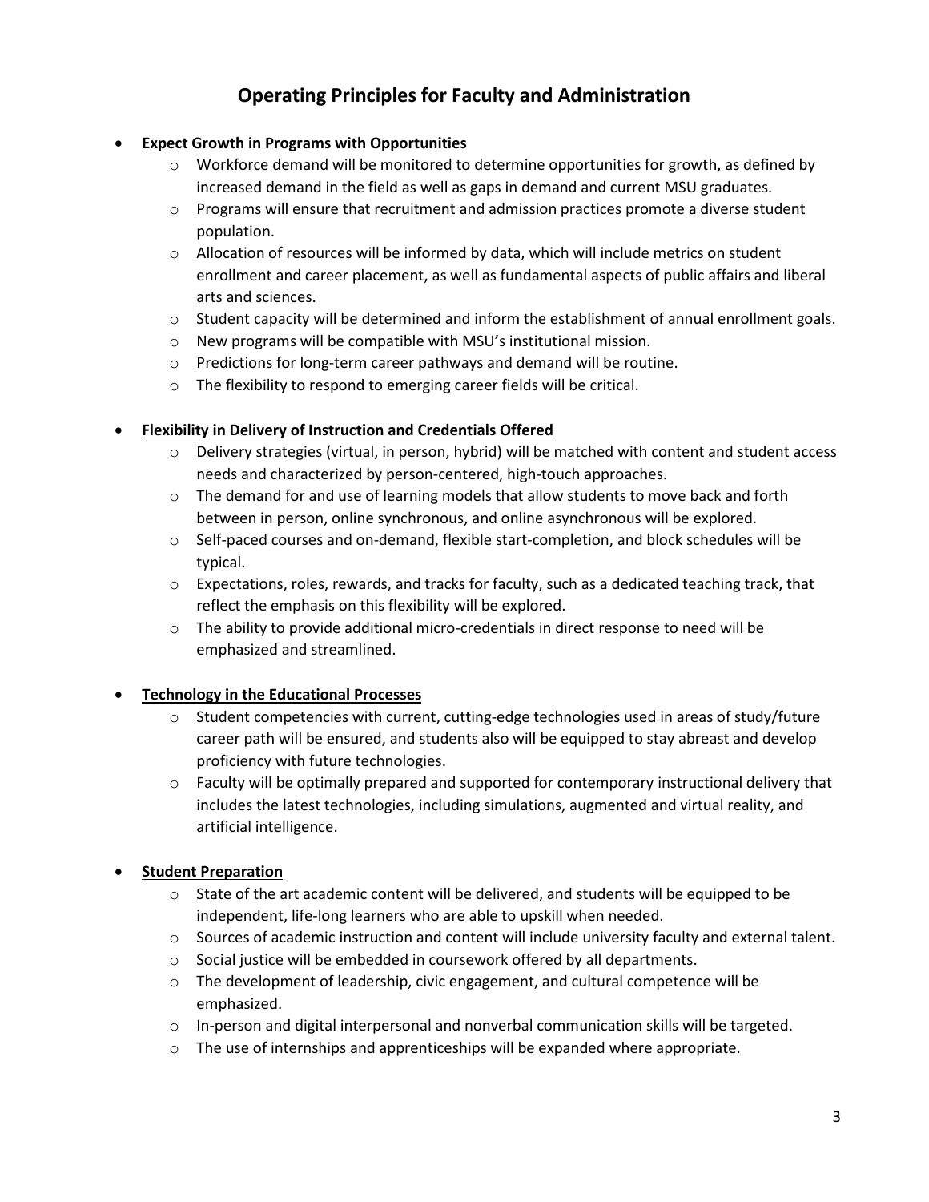# Operating Principles for Faculty and Administration

- **Expect Growth in Programs with Opportunities**
  - Workforce demand will be monitored to determine opportunities for growth, as defined by increased demand in the field as well as gaps in demand and current MSU graduates.
  - Programs will ensure that recruitment and admission practices promote a diverse student population.
  - Allocation of resources will be informed by data, which will include metrics on student enrollment and career placement, as well as fundamental aspects of public affairs and liberal arts and sciences.
  - Student capacity will be determined and inform the establishment of annual enrollment goals.
  - New programs will be compatible with MSU's institutional mission.
  - Predictions for long-term career pathways and demand will be routine.
  - The flexibility to respond to emerging career fields will be critical.

- **Flexibility in Delivery of Instruction and Credentials Offered**
  - Delivery strategies (virtual, in person, hybrid) will be matched with content and student access needs and characterized by person-centered, high-touch approaches.
  - The demand for and use of learning models that allow students to move back and forth between in person, online synchronous, and online asynchronous will be explored.
  - Self-paced courses and on-demand, flexible start-completion, and block schedules will be typical.
  - Expectations, roles, rewards, and tracks for faculty, such as a dedicated teaching track, that reflect the emphasis on this flexibility will be explored.
  - The ability to provide additional micro-credentials in direct response to need will be emphasized and streamlined.

- **Technology in the Educational Processes**
  - Student competencies with current, cutting-edge technologies used in areas of study/future career path will be ensured, and students also will be equipped to stay abreast and develop proficiency with future technologies.
  - Faculty will be optimally prepared and supported for contemporary instructional delivery that includes the latest technologies, including simulations, augmented and virtual reality, and artificial intelligence.

- **Student Preparation**
  - State of the art academic content will be delivered, and students will be equipped to be independent, life-long learners who are able to upskill when needed.
  - Sources of academic instruction and content will include university faculty and external talent.
  - Social justice will be embedded in coursework offered by all departments.
  - The development of leadership, civic engagement, and cultural competence will be emphasized.
  - In-person and digital interpersonal and nonverbal communication skills will be targeted.
  - The use of internships and apprenticeships will be expanded where appropriate.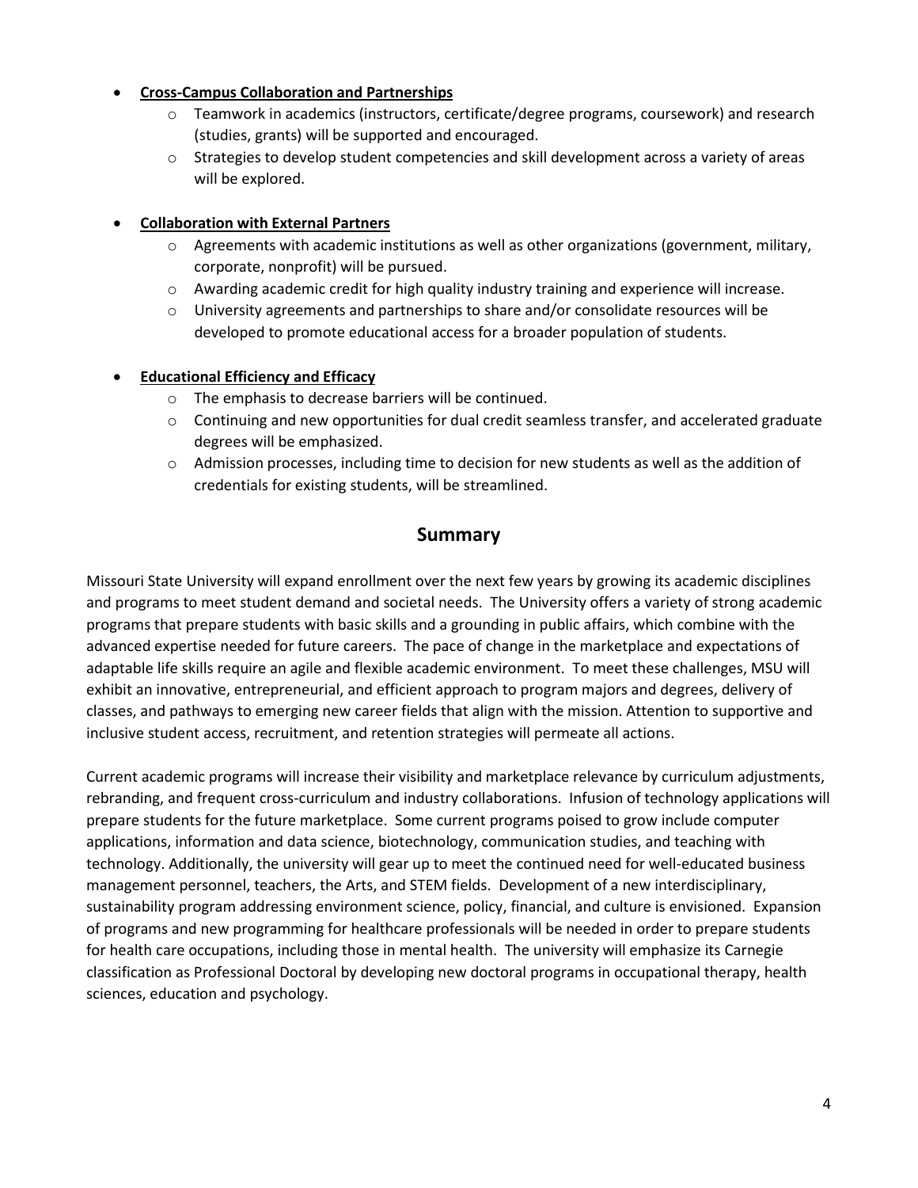- **Cross-Campus Collaboration and Partnerships**
  - Teamwork in academics (instructors, certificate/degree programs, coursework) and research (studies, grants) will be supported and encouraged.
  - Strategies to develop student competencies and skill development across a variety of areas will be explored.

- **Collaboration with External Partners**
  - Agreements with academic institutions as well as other organizations (government, military, corporate, nonprofit) will be pursued.
  - Awarding academic credit for high quality industry training and experience will increase.
  - University agreements and partnerships to share and/or consolidate resources will be developed to promote educational access for a broader population of students.

- **Educational Efficiency and Efficacy**
  - The emphasis to decrease barriers will be continued.
  - Continuing and new opportunities for dual credit seamless transfer, and accelerated graduate degrees will be emphasized.
  - Admission processes, including time to decision for new students as well as the addition of credentials for existing students, will be streamlined.

## Summary

Missouri State University will expand enrollment over the next few years by growing its academic disciplines and programs to meet student demand and societal needs. The University offers a variety of strong academic programs that prepare students with basic skills and a grounding in public affairs, which combine with the advanced expertise needed for future careers. The pace of change in the marketplace and expectations of adaptable life skills require an agile and flexible academic environment. To meet these challenges, MSU will exhibit an innovative, entrepreneurial, and efficient approach to program majors and degrees, delivery of classes, and pathways to emerging new career fields that align with the mission. Attention to supportive and inclusive student access, recruitment, and retention strategies will permeate all actions.

Current academic programs will increase their visibility and marketplace relevance by curriculum adjustments, rebranding, and frequent cross-curriculum and industry collaborations. Infusion of technology applications will prepare students for the future marketplace. Some current programs poised to grow include computer applications, information and data science, biotechnology, communication studies, and teaching with technology. Additionally, the university will gear up to meet the continued need for well-educated business management personnel, teachers, the Arts, and STEM fields. Development of a new interdisciplinary, sustainability program addressing environment science, policy, financial, and culture is envisioned. Expansion of programs and new programming for healthcare professionals will be needed in order to prepare students for health care occupations, including those in mental health. The university will emphasize its Carnegie classification as Professional Doctoral by developing new doctoral programs in occupational therapy, health sciences, education and psychology.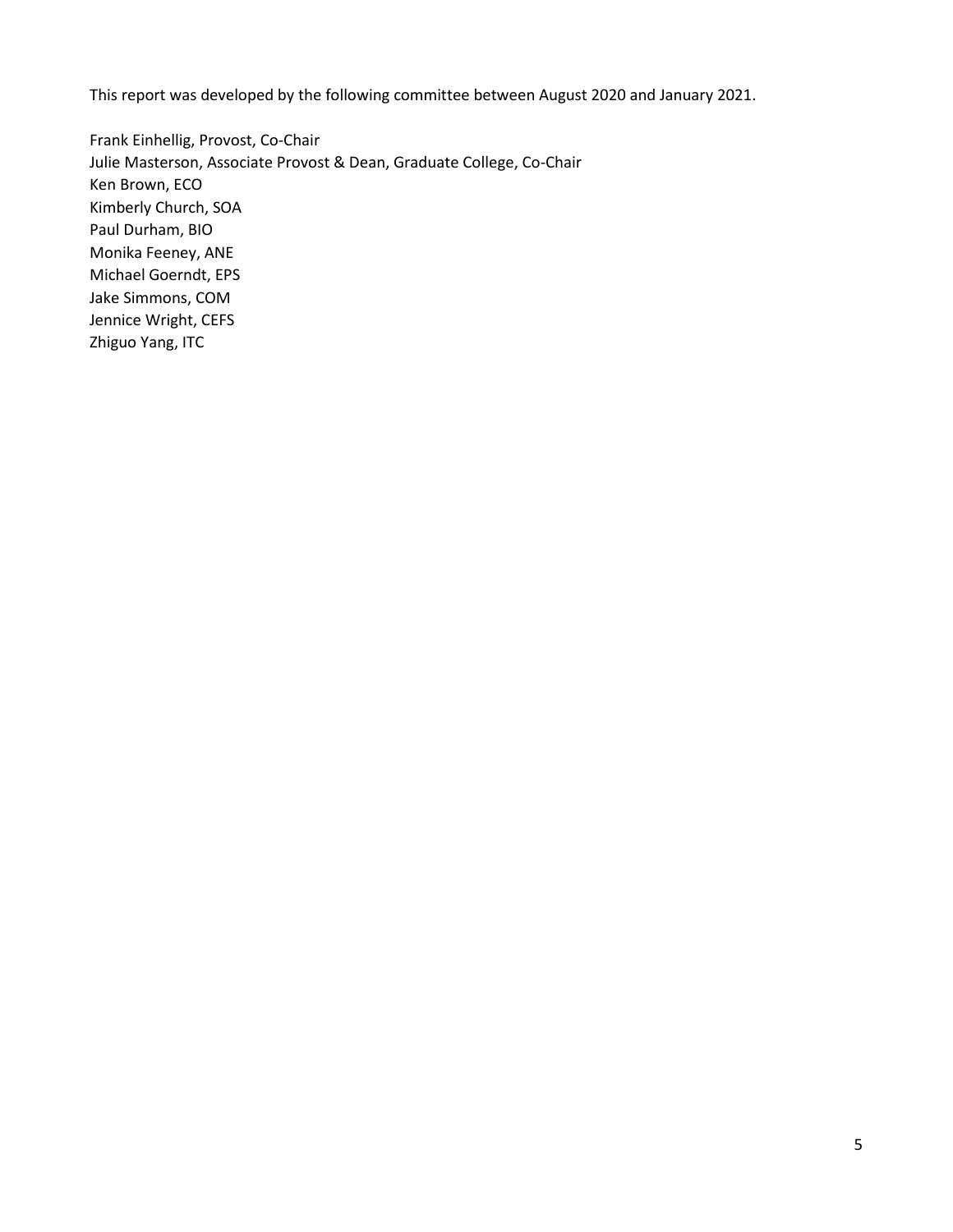This report was developed by the following committee between August 2020 and January 2021.

Frank Einhellig, Provost, Co-Chair  
Julie Masterson, Associate Provost & Dean, Graduate College, Co-Chair  
Ken Brown, ECO  
Kimberly Church, SOA  
Paul Durham, BIO  
Monika Feeney, ANE  
Michael Goerndt, EPS  
Jake Simmons, COM  
Jennice Wright, CEFS  
Zhiguo Yang, ITC